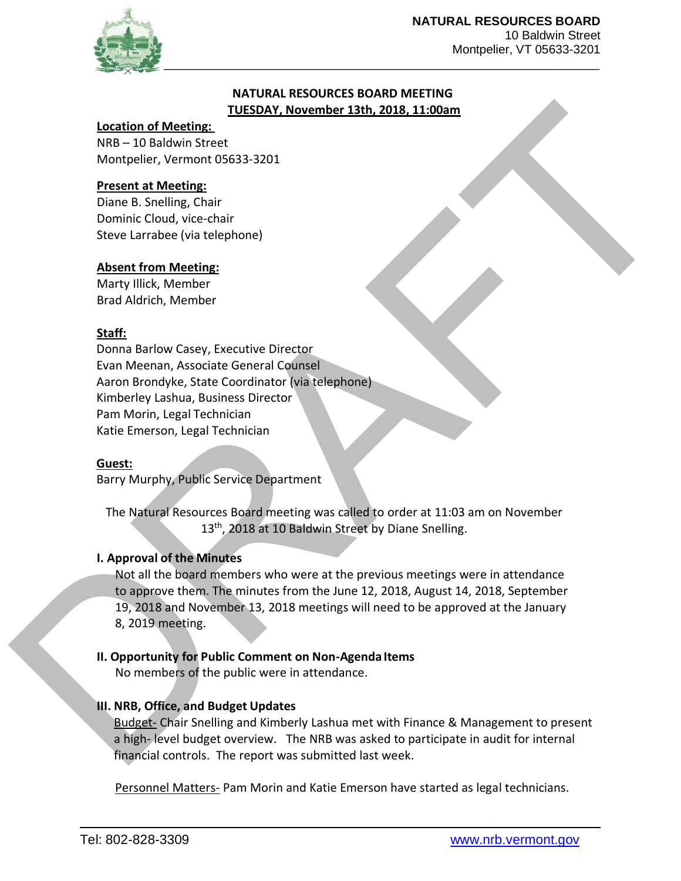**NATURAL RESOURCES BOARD**
10 Baldwin Street
Montpelier, VT 05633-3201

## NATURAL RESOURCES BOARD MEETING

**TUESDAY, November 13th, 2018, 11:00am**

**Location of Meeting:**
NRB – 10 Baldwin Street
Montpelier, Vermont 05633-3201

**Present at Meeting:**
Diane B. Snelling, Chair
Dominic Cloud, vice-chair
Steve Larrabee (via telephone)

**Absent from Meeting:**
Marty Illick, Member
Brad Aldrich, Member

**Staff:**
Donna Barlow Casey, Executive Director
Evan Meenan, Associate General Counsel
Aaron Brondyke, State Coordinator (via telephone)
Kimberley Lashua, Business Director
Pam Morin, Legal Technician
Katie Emerson, Legal Technician

**Guest:**
Barry Murphy, Public Service Department

The Natural Resources Board meeting was called to order at 11:03 am on November 13th, 2018 at 10 Baldwin Street by Diane Snelling.

### I. Approval of the Minutes

Not all the board members who were at the previous meetings were in attendance to approve them. The minutes from the June 12, 2018, August 14, 2018, September 19, 2018 and November 13, 2018 meetings will need to be approved at the January 8, 2019 meeting.

### II. Opportunity for Public Comment on Non-Agenda Items

No members of the public were in attendance.

### III. NRB, Office, and Budget Updates

Budget- Chair Snelling and Kimberly Lashua met with Finance & Management to present a high- level budget overview. The NRB was asked to participate in audit for internal financial controls. The report was submitted last week.

Personnel Matters- Pam Morin and Katie Emerson have started as legal technicians.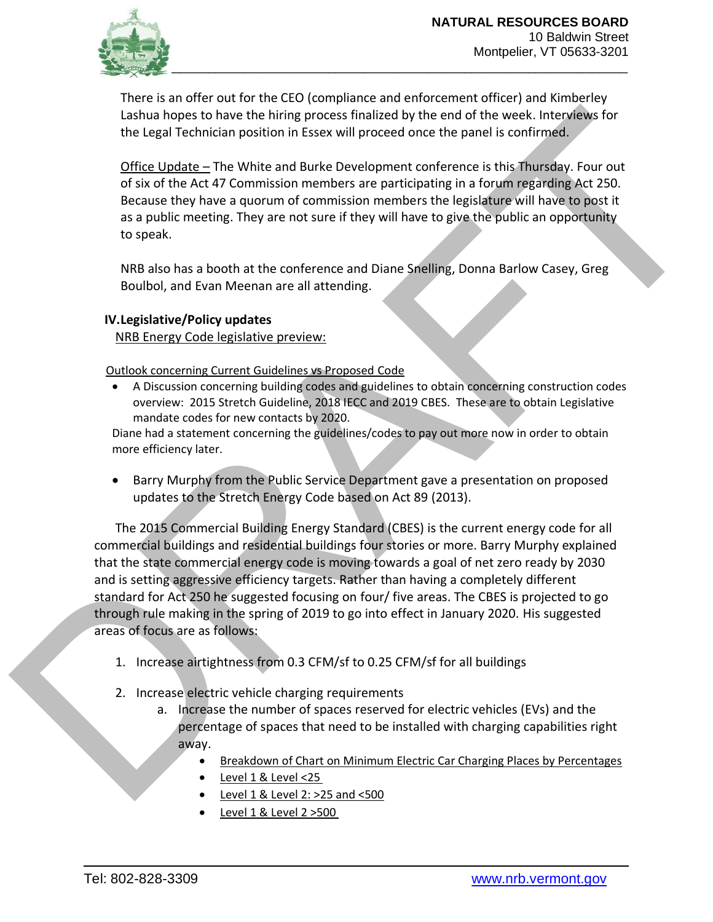There is an offer out for the CEO (compliance and enforcement officer) and Kimberley Lashua hopes to have the hiring process finalized by the end of the week. Interviews for the Legal Technician position in Essex will proceed once the panel is confirmed.

Office Update – The White and Burke Development conference is this Thursday. Four out of six of the Act 47 Commission members are participating in a forum regarding Act 250. Because they have a quorum of commission members the legislature will have to post it as a public meeting. They are not sure if they will have to give the public an opportunity to speak.

NRB also has a booth at the conference and Diane Snelling, Donna Barlow Casey, Greg Boulbol, and Evan Meenan are all attending.

## IV. Legislative/Policy updates

NRB Energy Code legislative preview:

Outlook concerning Current Guidelines vs Proposed Code

- A Discussion concerning building codes and guidelines to obtain concerning construction codes overview: 2015 Stretch Guideline, 2018 IECC and 2019 CBES. These are to obtain Legislative mandate codes for new contacts by 2020.

Diane had a statement concerning the guidelines/codes to pay out more now in order to obtain more efficiency later.

- Barry Murphy from the Public Service Department gave a presentation on proposed updates to the Stretch Energy Code based on Act 89 (2013).

The 2015 Commercial Building Energy Standard (CBES) is the current energy code for all commercial buildings and residential buildings four stories or more. Barry Murphy explained that the state commercial energy code is moving towards a goal of net zero ready by 2030 and is setting aggressive efficiency targets. Rather than having a completely different standard for Act 250 he suggested focusing on four/ five areas. The CBES is projected to go through rule making in the spring of 2019 to go into effect in January 2020. His suggested areas of focus are as follows:

1. Increase airtightness from 0.3 CFM/sf to 0.25 CFM/sf for all buildings

2. Increase electric vehicle charging requirements
    a. Increase the number of spaces reserved for electric vehicles (EVs) and the percentage of spaces that need to be installed with charging capabilities right away.
        - Breakdown of Chart on Minimum Electric Car Charging Places by Percentages
        - Level 1 & Level <25
        - Level 1 & Level 2: >25 and <500
        - Level 1 & Level 2 >500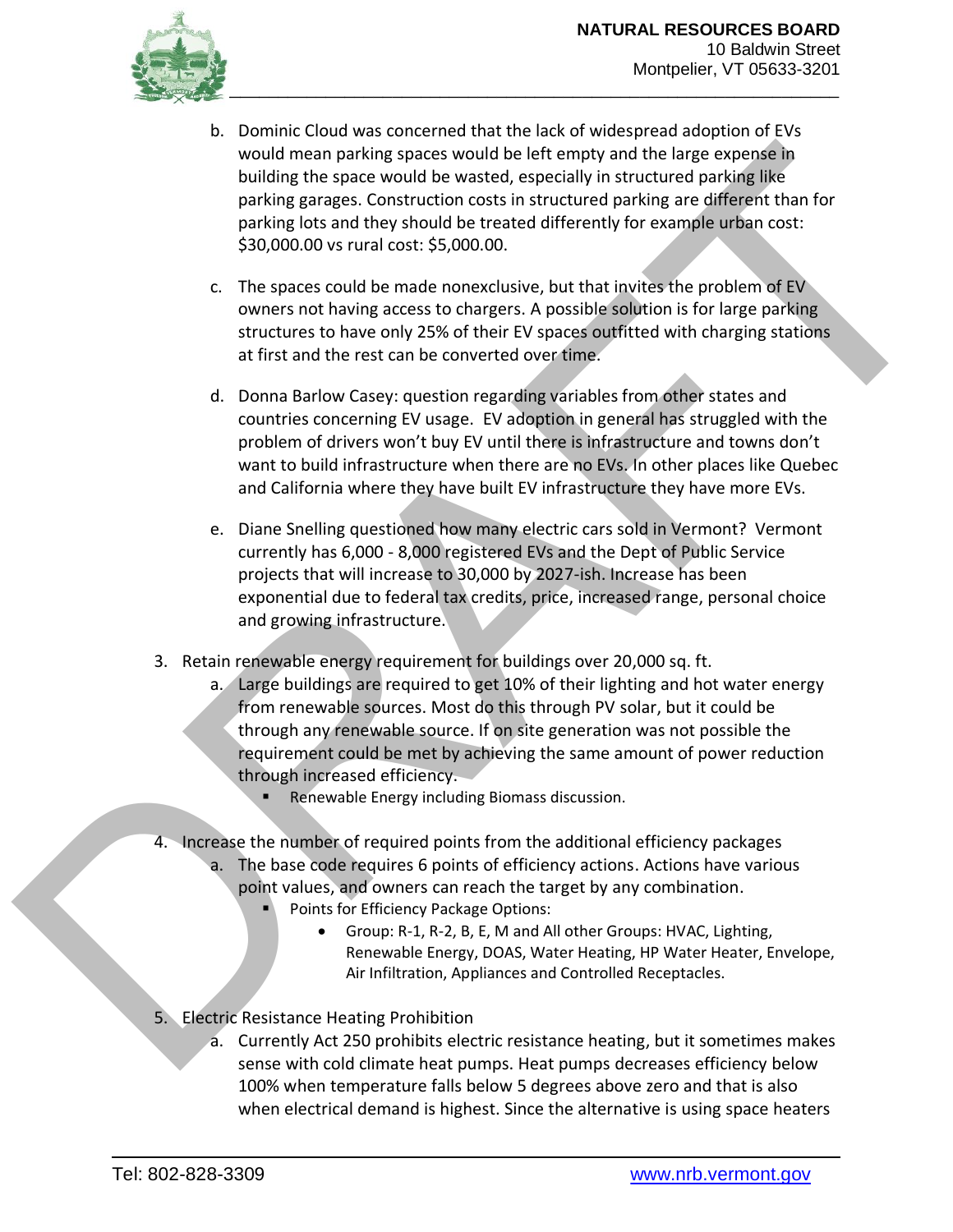b. Dominic Cloud was concerned that the lack of widespread adoption of EVs would mean parking spaces would be left empty and the large expense in building the space would be wasted, especially in structured parking like parking garages. Construction costs in structured parking are different than for parking lots and they should be treated differently for example urban cost: $30,000.00 vs rural cost: $5,000.00.

   c. The spaces could be made nonexclusive, but that invites the problem of EV owners not having access to chargers. A possible solution is for large parking structures to have only 25% of their EV spaces outfitted with charging stations at first and the rest can be converted over time.

   d. Donna Barlow Casey: question regarding variables from other states and countries concerning EV usage. EV adoption in general has struggled with the problem of drivers won't buy EV until there is infrastructure and towns don't want to build infrastructure when there are no EVs. In other places like Quebec and California where they have built EV infrastructure they have more EVs.

   e. Diane Snelling questioned how many electric cars sold in Vermont? Vermont currently has 6,000 - 8,000 registered EVs and the Dept of Public Service projects that will increase to 30,000 by 2027-ish. Increase has been exponential due to federal tax credits, price, increased range, personal choice and growing infrastructure.

3. Retain renewable energy requirement for buildings over 20,000 sq. ft.
   a. Large buildings are required to get 10% of their lighting and hot water energy from renewable sources. Most do this through PV solar, but it could be through any renewable source. If on site generation was not possible the requirement could be met by achieving the same amount of power reduction through increased efficiency.
      - Renewable Energy including Biomass discussion.

4. Increase the number of required points from the additional efficiency packages
   a. The base code requires 6 points of efficiency actions. Actions have various point values, and owners can reach the target by any combination.
      - Points for Efficiency Package Options:
         - Group: R-1, R-2, B, E, M and All other Groups: HVAC, Lighting, Renewable Energy, DOAS, Water Heating, HP Water Heater, Envelope, Air Infiltration, Appliances and Controlled Receptacles.

5. Electric Resistance Heating Prohibition
   a. Currently Act 250 prohibits electric resistance heating, but it sometimes makes sense with cold climate heat pumps. Heat pumps decreases efficiency below 100% when temperature falls below 5 degrees above zero and that is also when electrical demand is highest. Since the alternative is using space heaters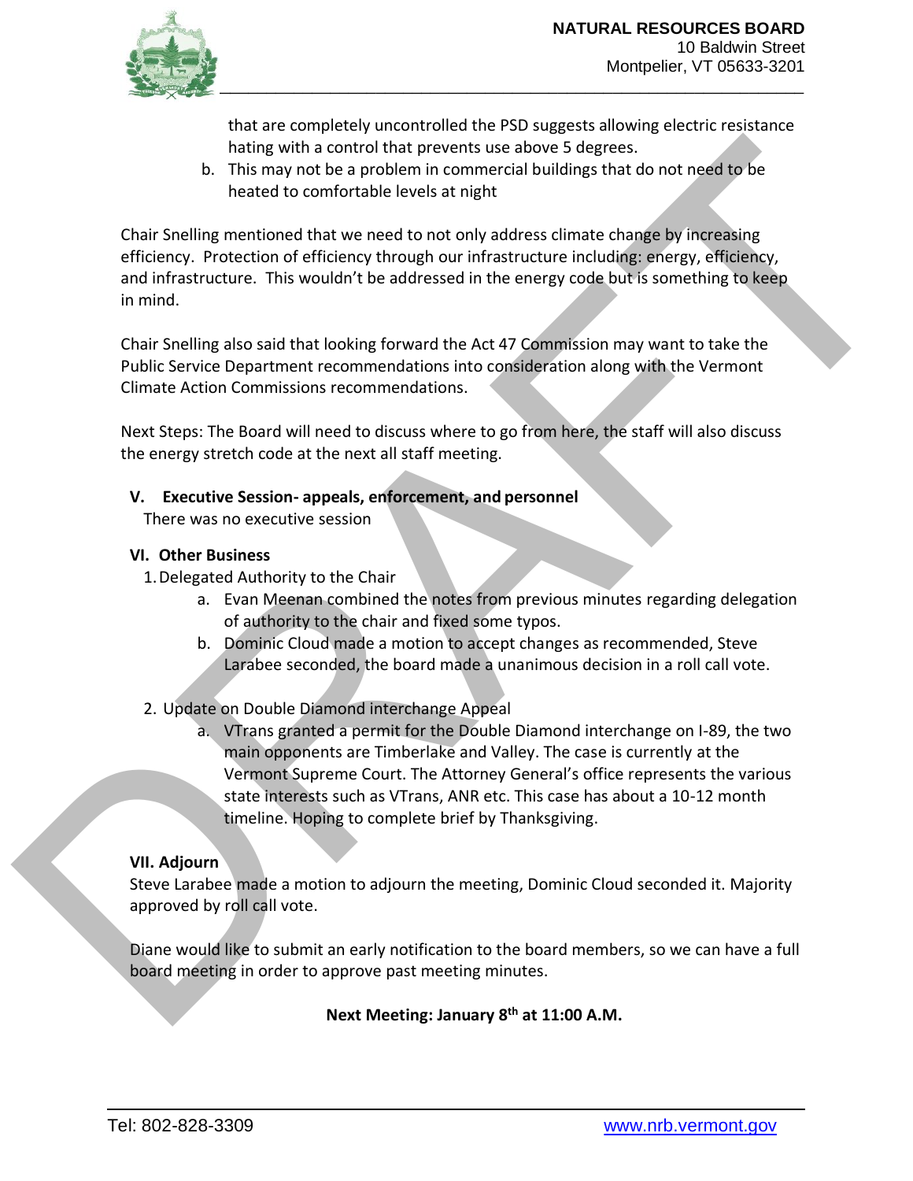that are completely uncontrolled the PSD suggests allowing electric resistance hating with a control that prevents use above 5 degrees.

b. This may not be a problem in commercial buildings that do not need to be heated to comfortable levels at night

Chair Snelling mentioned that we need to not only address climate change by increasing efficiency. Protection of efficiency through our infrastructure including: energy, efficiency, and infrastructure. This wouldn't be addressed in the energy code but is something to keep in mind.

Chair Snelling also said that looking forward the Act 47 Commission may want to take the Public Service Department recommendations into consideration along with the Vermont Climate Action Commissions recommendations.

Next Steps: The Board will need to discuss where to go from here, the staff will also discuss the energy stretch code at the next all staff meeting.

**V. Executive Session- appeals, enforcement, and personnel**

There was no executive session

**VI. Other Business**

1. Delegated Authority to the Chair
   a. Evan Meenan combined the notes from previous minutes regarding delegation of authority to the chair and fixed some typos.
   b. Dominic Cloud made a motion to accept changes as recommended, Steve Larabee seconded, the board made a unanimous decision in a roll call vote.

2. Update on Double Diamond interchange Appeal
   a. VTrans granted a permit for the Double Diamond interchange on I-89, the two main opponents are Timberlake and Valley. The case is currently at the Vermont Supreme Court. The Attorney General's office represents the various state interests such as VTrans, ANR etc. This case has about a 10-12 month timeline. Hoping to complete brief by Thanksgiving.

**VII. Adjourn**

Steve Larabee made a motion to adjourn the meeting, Dominic Cloud seconded it. Majority approved by roll call vote.

Diane would like to submit an early notification to the board members, so we can have a full board meeting in order to approve past meeting minutes.

**Next Meeting: January 8th at 11:00 A.M.**